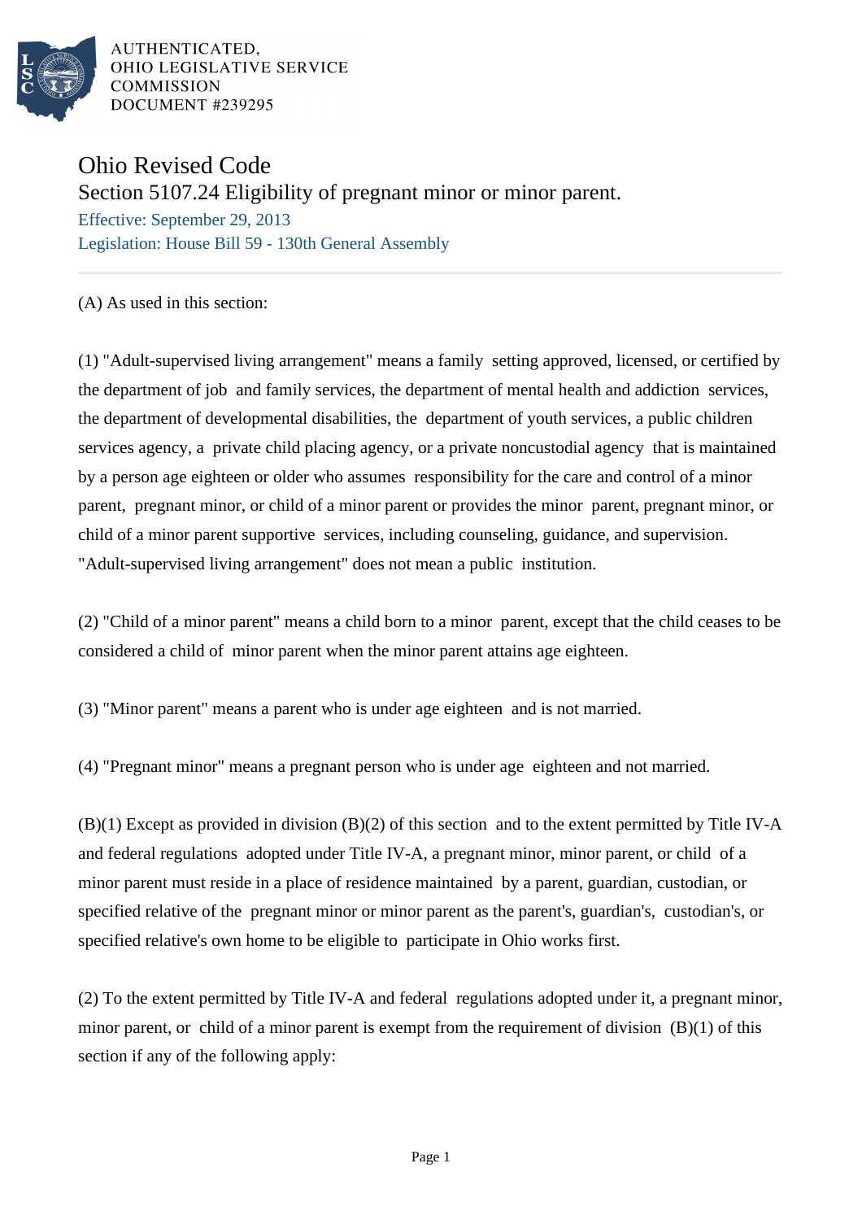AUTHENTICATED,
OHIO LEGISLATIVE SERVICE
COMMISSION
DOCUMENT #239295

# Ohio Revised Code

## Section 5107.24 Eligibility of pregnant minor or minor parent.

Effective: September 29, 2013

Legislation: House Bill 59 - 130th General Assembly

---

(A) As used in this section:

(1) "Adult-supervised living arrangement" means a family setting approved, licensed, or certified by the department of job and family services, the department of mental health and addiction services, the department of developmental disabilities, the department of youth services, a public children services agency, a private child placing agency, or a private noncustodial agency that is maintained by a person age eighteen or older who assumes responsibility for the care and control of a minor parent, pregnant minor, or child of a minor parent or provides the minor parent, pregnant minor, or child of a minor parent supportive services, including counseling, guidance, and supervision. "Adult-supervised living arrangement" does not mean a public institution.

(2) "Child of a minor parent" means a child born to a minor parent, except that the child ceases to be considered a child of minor parent when the minor parent attains age eighteen.

(3) "Minor parent" means a parent who is under age eighteen and is not married.

(4) "Pregnant minor" means a pregnant person who is under age eighteen and not married.

(B)(1) Except as provided in division (B)(2) of this section and to the extent permitted by Title IV-A and federal regulations adopted under Title IV-A, a pregnant minor, minor parent, or child of a minor parent must reside in a place of residence maintained by a parent, guardian, custodian, or specified relative of the pregnant minor or minor parent as the parent's, guardian's, custodian's, or specified relative's own home to be eligible to participate in Ohio works first.

(2) To the extent permitted by Title IV-A and federal regulations adopted under it, a pregnant minor, minor parent, or child of a minor parent is exempt from the requirement of division (B)(1) of this section if any of the following apply: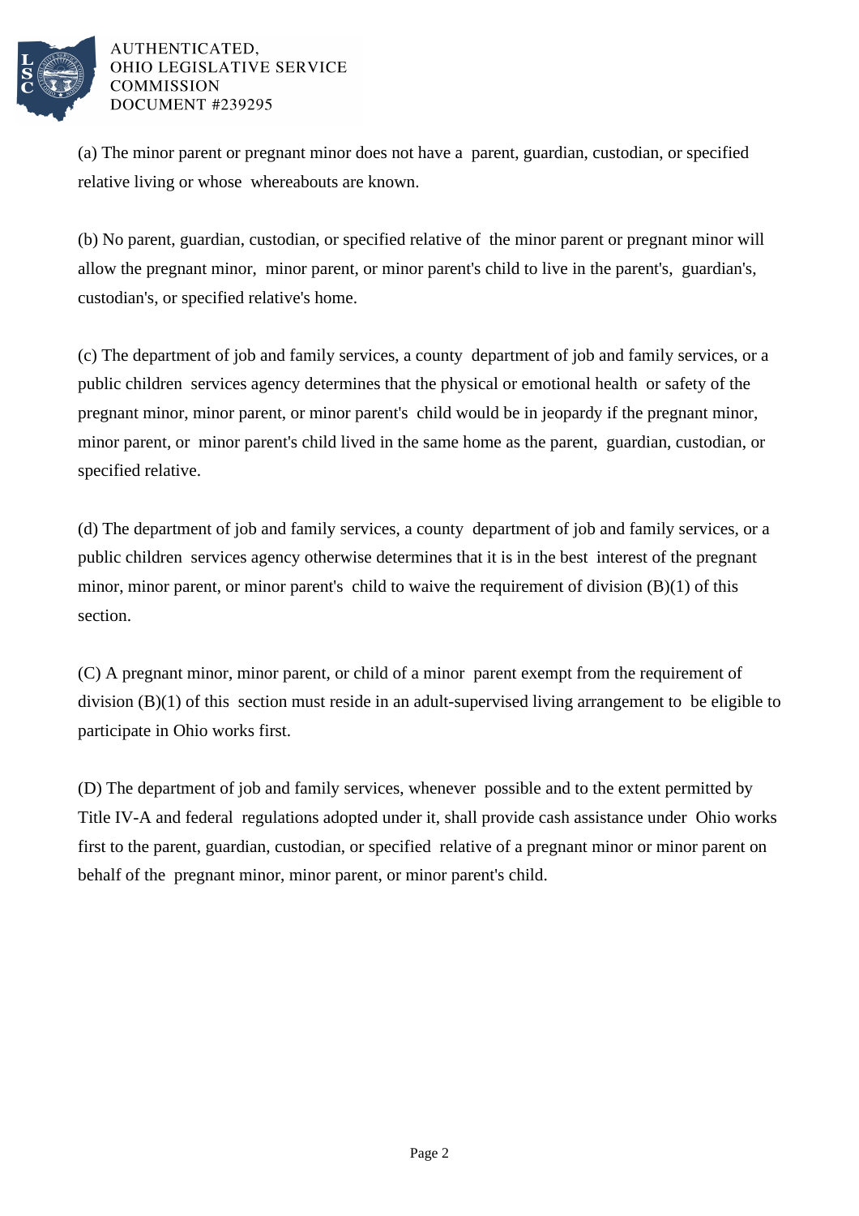(a) The minor parent or pregnant minor does not have a parent, guardian, custodian, or specified relative living or whose whereabouts are known.

(b) No parent, guardian, custodian, or specified relative of the minor parent or pregnant minor will allow the pregnant minor, minor parent, or minor parent's child to live in the parent's, guardian's, custodian's, or specified relative's home.

(c) The department of job and family services, a county department of job and family services, or a public children services agency determines that the physical or emotional health or safety of the pregnant minor, minor parent, or minor parent's child would be in jeopardy if the pregnant minor, minor parent, or minor parent's child lived in the same home as the parent, guardian, custodian, or specified relative.

(d) The department of job and family services, a county department of job and family services, or a public children services agency otherwise determines that it is in the best interest of the pregnant minor, minor parent, or minor parent's child to waive the requirement of division (B)(1) of this section.

(C) A pregnant minor, minor parent, or child of a minor parent exempt from the requirement of division (B)(1) of this section must reside in an adult-supervised living arrangement to be eligible to participate in Ohio works first.

(D) The department of job and family services, whenever possible and to the extent permitted by Title IV-A and federal regulations adopted under it, shall provide cash assistance under Ohio works first to the parent, guardian, custodian, or specified relative of a pregnant minor or minor parent on behalf of the pregnant minor, minor parent, or minor parent's child.